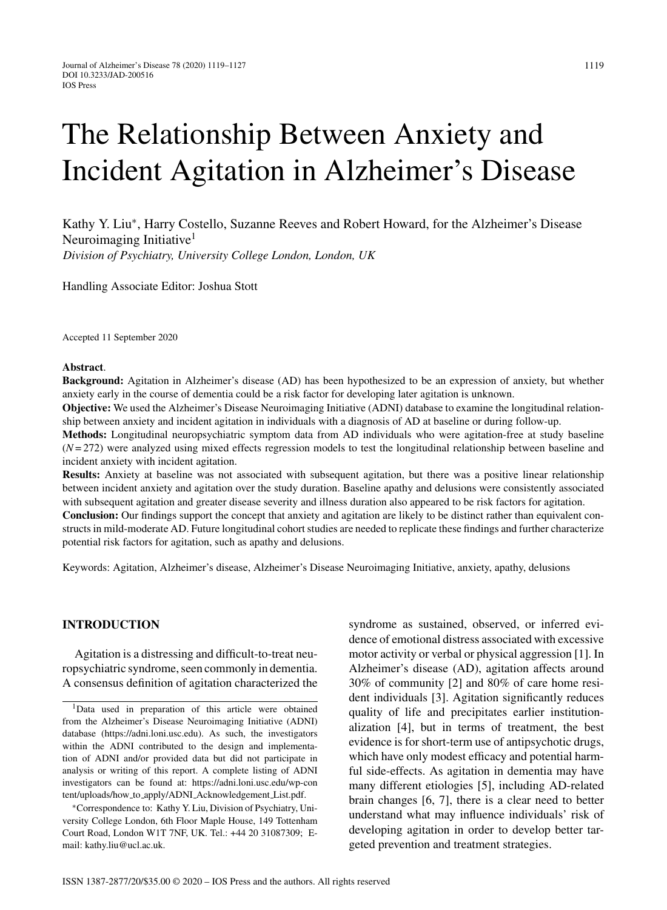# The Relationship Between Anxiety and Incident Agitation in Alzheimer's Disease

Kathy Y. Liu*, Harry Costello, Suzanne Reeves and Robert Howard, for the Alzheimer's Disease Neuroimaging Initiative[1]

*Division of Psychiatry, University College London, London, UK*

Handling Associate Editor: Joshua Stott

Accepted 11 September 2020

**Abstract**.

**Background:** Agitation in Alzheimer's disease (AD) has been hypothesized to be an expression of anxiety, but whether anxiety early in the course of dementia could be a risk factor for developing later agitation is unknown.

**Objective:** We used the Alzheimer's Disease Neuroimaging Initiative (ADNI) database to examine the longitudinal relationship between anxiety and incident agitation in individuals with a diagnosis of AD at baseline or during follow-up.

**Methods:** Longitudinal neuropsychiatric symptom data from AD individuals who were agitation-free at study baseline ($N = 272$) were analyzed using mixed effects regression models to test the longitudinal relationship between baseline and incident anxiety with incident agitation.

**Results:** Anxiety at baseline was not associated with subsequent agitation, but there was a positive linear relationship between incident anxiety and agitation over the study duration. Baseline apathy and delusions were consistently associated with subsequent agitation and greater disease severity and illness duration also appeared to be risk factors for agitation.

**Conclusion:** Our findings support the concept that anxiety and agitation are likely to be distinct rather than equivalent constructs in mild-moderate AD. Future longitudinal cohort studies are needed to replicate these findings and further characterize potential risk factors for agitation, such as apathy and delusions.

Keywords: Agitation, Alzheimer's disease, Alzheimer's Disease Neuroimaging Initiative, anxiety, apathy, delusions

## INTRODUCTION

Agitation is a distressing and difficult-to-treat neuropsychiatric syndrome, seen commonly in dementia. A consensus definition of agitation characterized the syndrome as sustained, observed, or inferred evidence of emotional distress associated with excessive motor activity or verbal or physical aggression [1]. In Alzheimer's disease (AD), agitation affects around 30% of community [2] and 80% of care home resident individuals [3]. Agitation significantly reduces quality of life and precipitates earlier institutionalization [4], but in terms of treatment, the best evidence is for short-term use of antipsychotic drugs, which have only modest efficacy and potential harmful side-effects. As agitation in dementia may have many different etiologies [5], including AD-related brain changes [6, 7], there is a clear need to better understand what may influence individuals' risk of developing agitation in order to develop better targeted prevention and treatment strategies.

[1]Data used in preparation of this article were obtained from the Alzheimer's Disease Neuroimaging Initiative (ADNI) database (https://adni.loni.usc.edu). As such, the investigators within the ADNI contributed to the design and implementation of ADNI and/or provided data but did not participate in analysis or writing of this report. A complete listing of ADNI investigators can be found at: https://adni.loni.usc.edu/wp-content/uploads/how_to_apply/ADNI_Acknowledgement_List.pdf.

*Correspondence to: Kathy Y. Liu, Division of Psychiatry, University College London, 6th Floor Maple House, 149 Tottenham Court Road, London W1T 7NF, UK. Tel.: +44 20 31087309; E-mail: kathy.liu@ucl.ac.uk.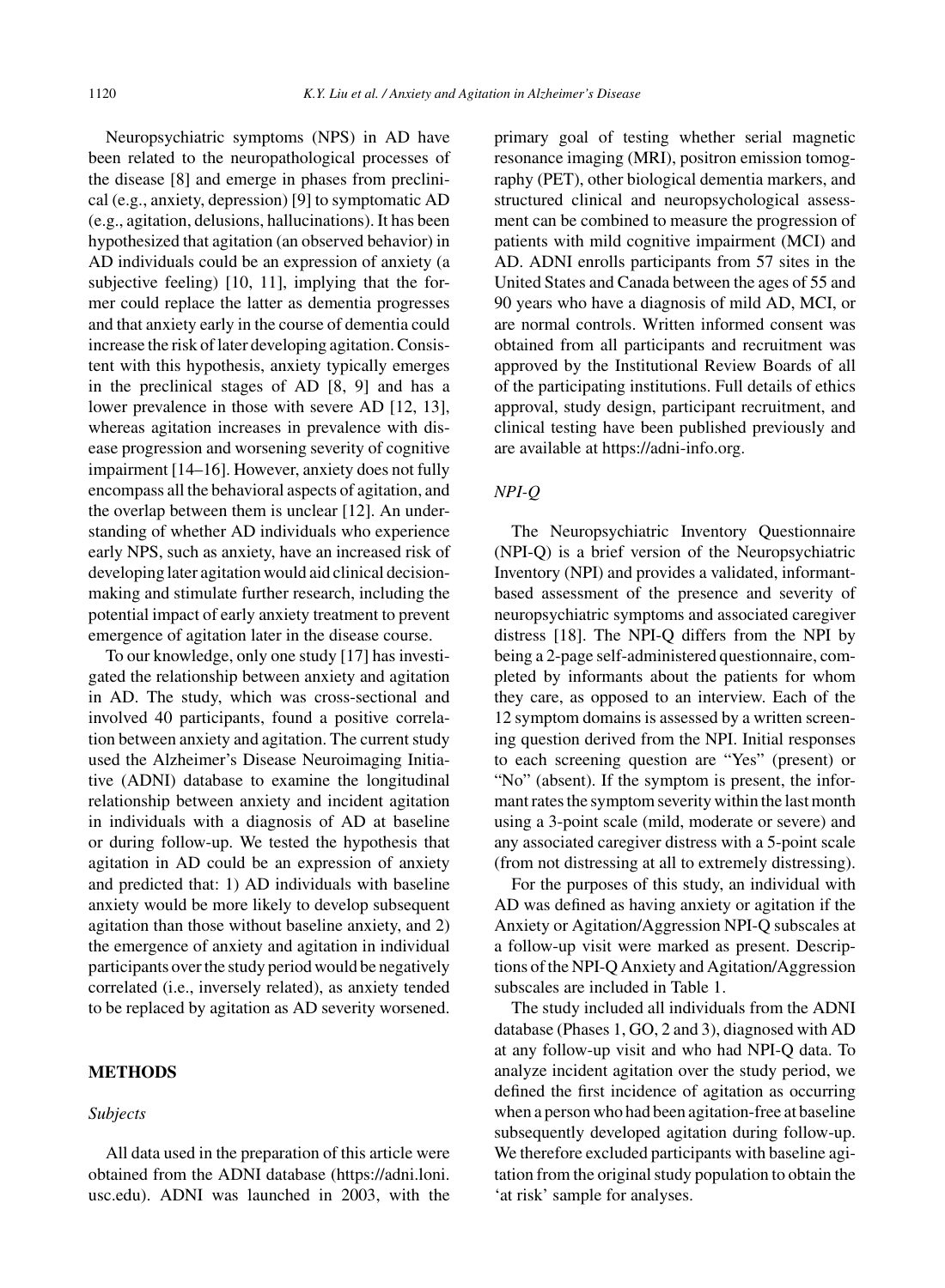Neuropsychiatric symptoms (NPS) in AD have been related to the neuropathological processes of the disease [8] and emerge in phases from preclinical (e.g., anxiety, depression) [9] to symptomatic AD (e.g., agitation, delusions, hallucinations). It has been hypothesized that agitation (an observed behavior) in AD individuals could be an expression of anxiety (a subjective feeling) [10, 11], implying that the former could replace the latter as dementia progresses and that anxiety early in the course of dementia could increase the risk of later developing agitation. Consistent with this hypothesis, anxiety typically emerges in the preclinical stages of AD [8, 9] and has a lower prevalence in those with severe AD [12, 13], whereas agitation increases in prevalence with disease progression and worsening severity of cognitive impairment [14–16]. However, anxiety does not fully encompass all the behavioral aspects of agitation, and the overlap between them is unclear [12]. An understanding of whether AD individuals who experience early NPS, such as anxiety, have an increased risk of developing later agitation would aid clinical decision-making and stimulate further research, including the potential impact of early anxiety treatment to prevent emergence of agitation later in the disease course.

To our knowledge, only one study [17] has investigated the relationship between anxiety and agitation in AD. The study, which was cross-sectional and involved 40 participants, found a positive correlation between anxiety and agitation. The current study used the Alzheimer's Disease Neuroimaging Initiative (ADNI) database to examine the longitudinal relationship between anxiety and incident agitation in individuals with a diagnosis of AD at baseline or during follow-up. We tested the hypothesis that agitation in AD could be an expression of anxiety and predicted that: 1) AD individuals with baseline anxiety would be more likely to develop subsequent agitation than those without baseline anxiety, and 2) the emergence of anxiety and agitation in individual participants over the study period would be negatively correlated (i.e., inversely related), as anxiety tended to be replaced by agitation as AD severity worsened.

## METHODS

### *Subjects*

All data used in the preparation of this article were obtained from the ADNI database (https://adni.loni.usc.edu). ADNI was launched in 2003, with the primary goal of testing whether serial magnetic resonance imaging (MRI), positron emission tomography (PET), other biological dementia markers, and structured clinical and neuropsychological assessment can be combined to measure the progression of patients with mild cognitive impairment (MCI) and AD. ADNI enrolls participants from 57 sites in the United States and Canada between the ages of 55 and 90 years who have a diagnosis of mild AD, MCI, or are normal controls. Written informed consent was obtained from all participants and recruitment was approved by the Institutional Review Boards of all of the participating institutions. Full details of ethics approval, study design, participant recruitment, and clinical testing have been published previously and are available at https://adni-info.org.

### *NPI-Q*

The Neuropsychiatric Inventory Questionnaire (NPI-Q) is a brief version of the Neuropsychiatric Inventory (NPI) and provides a validated, informant-based assessment of the presence and severity of neuropsychiatric symptoms and associated caregiver distress [18]. The NPI-Q differs from the NPI by being a 2-page self-administered questionnaire, completed by informants about the patients for whom they care, as opposed to an interview. Each of the 12 symptom domains is assessed by a written screening question derived from the NPI. Initial responses to each screening question are "Yes" (present) or "No" (absent). If the symptom is present, the informant rates the symptom severity within the last month using a 3-point scale (mild, moderate or severe) and any associated caregiver distress with a 5-point scale (from not distressing at all to extremely distressing).

For the purposes of this study, an individual with AD was defined as having anxiety or agitation if the Anxiety or Agitation/Aggression NPI-Q subscales at a follow-up visit were marked as present. Descriptions of the NPI-Q Anxiety and Agitation/Aggression subscales are included in Table 1.

The study included all individuals from the ADNI database (Phases 1, GO, 2 and 3), diagnosed with AD at any follow-up visit and who had NPI-Q data. To analyze incident agitation over the study period, we defined the first incidence of agitation as occurring when a person who had been agitation-free at baseline subsequently developed agitation during follow-up. We therefore excluded participants with baseline agitation from the original study population to obtain the 'at risk' sample for analyses.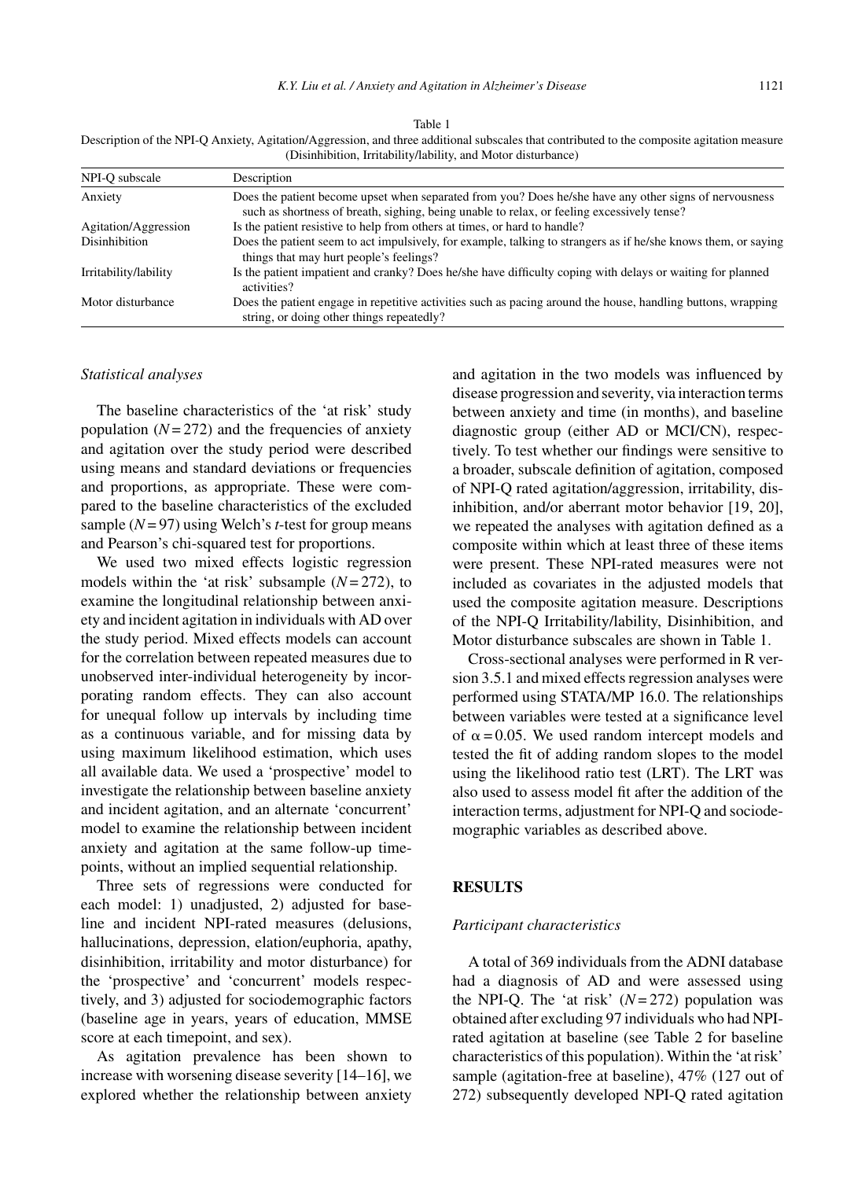Table 1
Description of the NPI-Q Anxiety, Agitation/Aggression, and three additional subscales that contributed to the composite agitation measure (Disinhibition, Irritability/lability, and Motor disturbance)

| NPI-Q subscale | Description |
|---|---|
| Anxiety | Does the patient become upset when separated from you? Does he/she have any other signs of nervousness such as shortness of breath, sighing, being unable to relax, or feeling excessively tense? |
| Agitation/Aggression | Is the patient resistive to help from others at times, or hard to handle? |
| Disinhibition | Does the patient seem to act impulsively, for example, talking to strangers as if he/she knows them, or saying things that may hurt people's feelings? |
| Irritability/lability | Is the patient impatient and cranky? Does he/she have difficulty coping with delays or waiting for planned activities? |
| Motor disturbance | Does the patient engage in repetitive activities such as pacing around the house, handling buttons, wrapping string, or doing other things repeatedly? |

### *Statistical analyses*

The baseline characteristics of the 'at risk' study population ($N = 272$) and the frequencies of anxiety and agitation over the study period were described using means and standard deviations or frequencies and proportions, as appropriate. These were compared to the baseline characteristics of the excluded sample ($N = 97$) using Welch's *t*-test for group means and Pearson's chi-squared test for proportions.

We used two mixed effects logistic regression models within the 'at risk' subsample ($N = 272$), to examine the longitudinal relationship between anxiety and incident agitation in individuals with AD over the study period. Mixed effects models can account for the correlation between repeated measures due to unobserved inter-individual heterogeneity by incorporating random effects. They can also account for unequal follow up intervals by including time as a continuous variable, and for missing data by using maximum likelihood estimation, which uses all available data. We used a 'prospective' model to investigate the relationship between baseline anxiety and incident agitation, and an alternate 'concurrent' model to examine the relationship between incident anxiety and agitation at the same follow-up timepoints, without an implied sequential relationship.

Three sets of regressions were conducted for each model: 1) unadjusted, 2) adjusted for baseline and incident NPI-rated measures (delusions, hallucinations, depression, elation/euphoria, apathy, disinhibition, irritability and motor disturbance) for the 'prospective' and 'concurrent' models respectively, and 3) adjusted for sociodemographic factors (baseline age in years, years of education, MMSE score at each timepoint, and sex).

As agitation prevalence has been shown to increase with worsening disease severity [14–16], we explored whether the relationship between anxiety and agitation in the two models was influenced by disease progression and severity, via interaction terms between anxiety and time (in months), and baseline diagnostic group (either AD or MCI/CN), respectively. To test whether our findings were sensitive to a broader, subscale definition of agitation, composed of NPI-Q rated agitation/aggression, irritability, disinhibition, and/or aberrant motor behavior [19, 20], we repeated the analyses with agitation defined as a composite within which at least three of these items were present. These NPI-rated measures were not included as covariates in the adjusted models that used the composite agitation measure. Descriptions of the NPI-Q Irritability/lability, Disinhibition, and Motor disturbance subscales are shown in Table 1.

Cross-sectional analyses were performed in R version 3.5.1 and mixed effects regression analyses were performed using STATA/MP 16.0. The relationships between variables were tested at a significance level of $\alpha = 0.05$. We used random intercept models and tested the fit of adding random slopes to the model using the likelihood ratio test (LRT). The LRT was also used to assess model fit after the addition of the interaction terms, adjustment for NPI-Q and sociodemographic variables as described above.

## RESULTS

### *Participant characteristics*

A total of 369 individuals from the ADNI database had a diagnosis of AD and were assessed using the NPI-Q. The 'at risk' ($N = 272$) population was obtained after excluding 97 individuals who had NPI-rated agitation at baseline (see Table 2 for baseline characteristics of this population). Within the 'at risk' sample (agitation-free at baseline), 47% (127 out of 272) subsequently developed NPI-Q rated agitation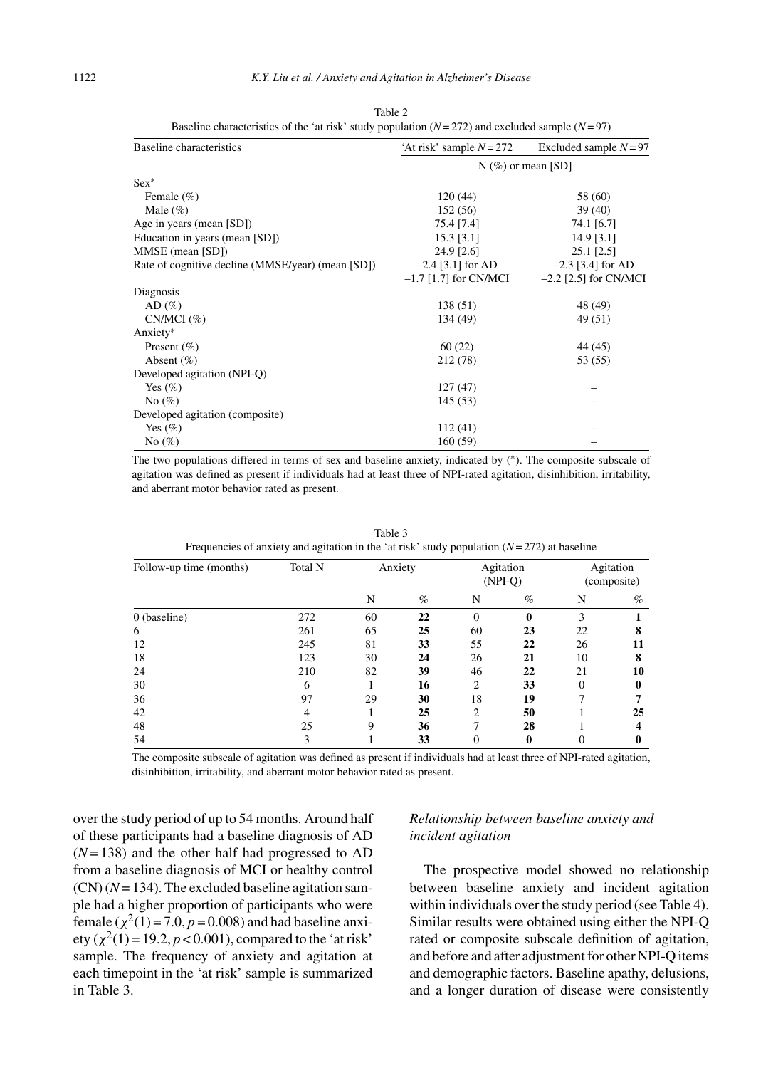Table 2
Baseline characteristics of the 'at risk' study population ($N = 272$) and excluded sample ($N = 97$)

| Baseline characteristics | 'At risk' sample $N = 272$ | Excluded sample $N = 97$ |
|---|---|---|
| | N (%) or mean [SD] | |
| Sex* | | |
| Female (%) | 120 (44) | 58 (60) |
| Male (%) | 152 (56) | 39 (40) |
| Age in years (mean [SD]) | 75.4 [7.4] | 74.1 [6.7] |
| Education in years (mean [SD]) | 15.3 [3.1] | 14.9 [3.1] |
| MMSE (mean [SD]) | 24.9 [2.6] | 25.1 [2.5] |
| Rate of cognitive decline (MMSE/year) (mean [SD]) | –2.4 [3.1] for AD<br>–1.7 [1.7] for CN/MCI | –2.3 [3.4] for AD<br>–2.2 [2.5] for CN/MCI |
| Diagnosis | | |
| AD (%) | 138 (51) | 48 (49) |
| CN/MCI (%) | 134 (49) | 49 (51) |
| Anxiety* | | |
| Present (%) | 60 (22) | 44 (45) |
| Absent (%) | 212 (78) | 53 (55) |
| Developed agitation (NPI-Q) | | |
| Yes (%) | 127 (47) | – |
| No (%) | 145 (53) | – |
| Developed agitation (composite) | | |
| Yes (%) | 112 (41) | – |
| No (%) | 160 (59) | – |

The two populations differed in terms of sex and baseline anxiety, indicated by (*). The composite subscale of agitation was defined as present if individuals had at least three of NPI-rated agitation, disinhibition, irritability, and aberrant motor behavior rated as present.

Table 3
Frequencies of anxiety and agitation in the 'at risk' study population ($N = 272$) at baseline

| Follow-up time (months) | Total N | Anxiety | | Agitation (NPI-Q) | | Agitation (composite) | |
|---|---|---|---|---|---|---|---|
| | | N | % | N | % | N | % |
| 0 (baseline) | 272 | 60 | **22** | 0 | **0** | 3 | **1** |
| 6 | 261 | 65 | **25** | 60 | **23** | 22 | **8** |
| 12 | 245 | 81 | **33** | 55 | **22** | 26 | **11** |
| 18 | 123 | 30 | **24** | 26 | **21** | 10 | **8** |
| 24 | 210 | 82 | **39** | 46 | **22** | 21 | **10** |
| 30 | 6 | 1 | **16** | 2 | **33** | 0 | **0** |
| 36 | 97 | 29 | **30** | 18 | **19** | 7 | **7** |
| 42 | 4 | 1 | **25** | 2 | **50** | 1 | **25** |
| 48 | 25 | 9 | **36** | 7 | **28** | 1 | **4** |
| 54 | 3 | 1 | **33** | 0 | **0** | 0 | **0** |

The composite subscale of agitation was defined as present if individuals had at least three of NPI-rated agitation, disinhibition, irritability, and aberrant motor behavior rated as present.

over the study period of up to 54 months. Around half of these participants had a baseline diagnosis of AD ($N = 138$) and the other half had progressed to AD from a baseline diagnosis of MCI or healthy control (CN) ($N = 134$). The excluded baseline agitation sample had a higher proportion of participants who were female ($\chi^2(1) = 7.0$, $p = 0.008$) and had baseline anxiety ($\chi^2(1) = 19.2$, $p < 0.001$), compared to the 'at risk' sample. The frequency of anxiety and agitation at each timepoint in the 'at risk' sample is summarized in Table 3.

### *Relationship between baseline anxiety and incident agitation*

The prospective model showed no relationship between baseline anxiety and incident agitation within individuals over the study period (see Table 4). Similar results were obtained using either the NPI-Q rated or composite subscale definition of agitation, and before and after adjustment for other NPI-Q items and demographic factors. Baseline apathy, delusions, and a longer duration of disease were consistently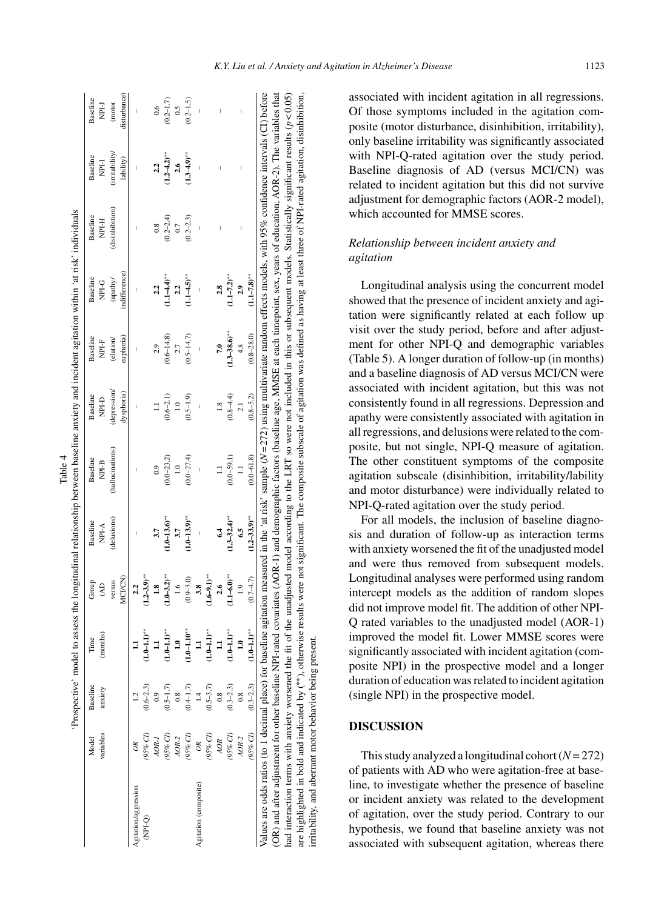Table 4

'Prospective' model to assess the longitudinal relationship between baseline anxiety and incident agitation within 'at risk' individuals

| | Model variables | Baseline anxiety | Time (months) | Group (AD versus MCI/CN) | Baseline NPI-A (delusions) | Baseline NPI-B (hallucinations) | Baseline NPI-D (depression/dysphoria) | Baseline NPI-F (elation/euphoria) | Baseline NPI-G (apathy/indifference) | Baseline NPI-H (disinhibition) | Baseline NPI-I (irritability/lability) | Baseline NPI-J (motor disturbance) |
|---|---|---|---|---|---|---|---|---|---|---|---|---|
| Agitation/aggression (NPI-Q) | *OR* | 1.2 | **1.1** | **2.2** | – | – | – | – | – | – | – | – |
| | *(95% CI)* | (0.6–2.3) | **(1.0–1.1)**** | **(1.2–3.9)**** | | | | | | | | |
| | *AOR-1* | 0.9 | **1.1** | **1.8** | **3.7** | 0.9 | 1.1 | 2.9 | **2.2** | 0.8 | **2.2** | 0.6 |
| | *(95% CI)* | (0.5–1.7) | **(1.0–1.1)**** | **(1.0–3.2)**** | **(1.0–13.6)**** | (0.0–23.2) | (0.6–2.1) | (0.6–14.8) | **(1.1–4.4)**** | (0.2–2.4) | **(1.2–4.2)**** | (0.2–1.7) |
| | *AOR-2* | 0.8 | **1.0** | 1.6 | **3.7** | 1.0 | 1.0 | 2.7 | **2.2** | 0.7 | **2.6** | 0.5 |
| | *(95% CI)* | (0.4–1.7) | **(1.0–1.10**** | (0.9–3.0) | **(1.0–13.9)**** | (0.0–27.4) | (0.5–1.9) | (0.5–14.7) | **(1.1–4.5)**** | (0.2–2.3) | **(1.3–4.9)**** | (0.2–1.5) |
| Agitation (composite) | *OR* | 1.4 | **1.1** | **3.8** | – | – | – | – | – | – | – | – |
| | *(95% CI)* | (0.5–3.7) | **(1.0–1.1)**** | **(1.6–9.1)**** | | | | | | | | |
| | *AOR* | 0.8 | **1.1** | **2.6** | **6.4** | 1.1 | 1.8 | **7.0** | **2.8** | – | – | – |
| | *(95% CI)* | (0.3–2.3) | **(1.0–1.1)**** | **(1.1–6.0)**** | **(1.3–32.4)**** | (0.0–59.1) | (0.8–4.4) | **(1.3–38.6)**** | **(1.1–7.2)**** | | | |
| | *AOR-2* | 0.8 | **1.0** | 1.9 | **6.5** | 1.1 | 2.1 | 4.8 | **2.9** | – | – | – |
| | *(95% CI)* | (0.3–2.3) | **(1.0–1.1)**** | (0.7–4.7) | **(1.2–33.9)**** | (0.0–61.8) | (0.8–5.2) | (0.8–28.0) | **(1.1–7.8)**** | | | |

Values are odds ratios (to 1 decimal place) for baseline agitation measured in the 'at risk' sample ($N$ = 272) using multivariate random effects models, with 95% confidence intervals (CI) before (OR) and after adjustment for other baseline NPI-rated covariates (AOR-1) and demographic factors (baseline age, MMSE at each timepoint, sex, years of education; AOR-2). The variables that had interaction terms with anxiety worsened the fit of the unadjusted model according to the LRT so were not included in this or subsequent models. Statistically significant results ($p$ < 0.05) are highlighted in bold and indicated by (**), otherwise results were not significant. The composite subscale of agitation was defined as having at least three of NPI-rated agitation, disinhibition, irritability, and aberrant motor behavior being present.

associated with incident agitation in all regressions. Of those symptoms included in the agitation composite (motor disturbance, disinhibition, irritability), only baseline irritability was significantly associated with NPI-Q-rated agitation over the study period. Baseline diagnosis of AD (versus MCI/CN) was related to incident agitation but this did not survive adjustment for demographic factors (AOR-2 model), which accounted for MMSE scores.

### *Relationship between incident anxiety and agitation*

Longitudinal analysis using the concurrent model showed that the presence of incident anxiety and agitation were significantly related at each follow up visit over the study period, before and after adjustment for other NPI-Q and demographic variables (Table 5). A longer duration of follow-up (in months) and a baseline diagnosis of AD versus MCI/CN were associated with incident agitation, but this was not consistently found in all regressions. Depression and apathy were consistently associated with agitation in all regressions, and delusions were related to the composite, but not single, NPI-Q measure of agitation. The other constituent symptoms of the composite agitation subscale (disinhibition, irritability/lability and motor disturbance) were individually related to NPI-Q-rated agitation over the study period.

For all models, the inclusion of baseline diagnosis and duration of follow-up as interaction terms with anxiety worsened the fit of the unadjusted model and were thus removed from subsequent models. Longitudinal analyses were performed using random intercept models as the addition of random slopes did not improve model fit. The addition of other NPI-Q rated variables to the unadjusted model (AOR-1) improved the model fit. Lower MMSE scores were significantly associated with incident agitation (composite NPI) in the prospective model and a longer duration of education was related to incident agitation (single NPI) in the prospective model.

## DISCUSSION

This study analyzed a longitudinal cohort ($N$ = 272) of patients with AD who were agitation-free at baseline, to investigate whether the presence of baseline or incident anxiety was related to the development of agitation, over the study period. Contrary to our hypothesis, we found that baseline anxiety was not associated with subsequent agitation, whereas there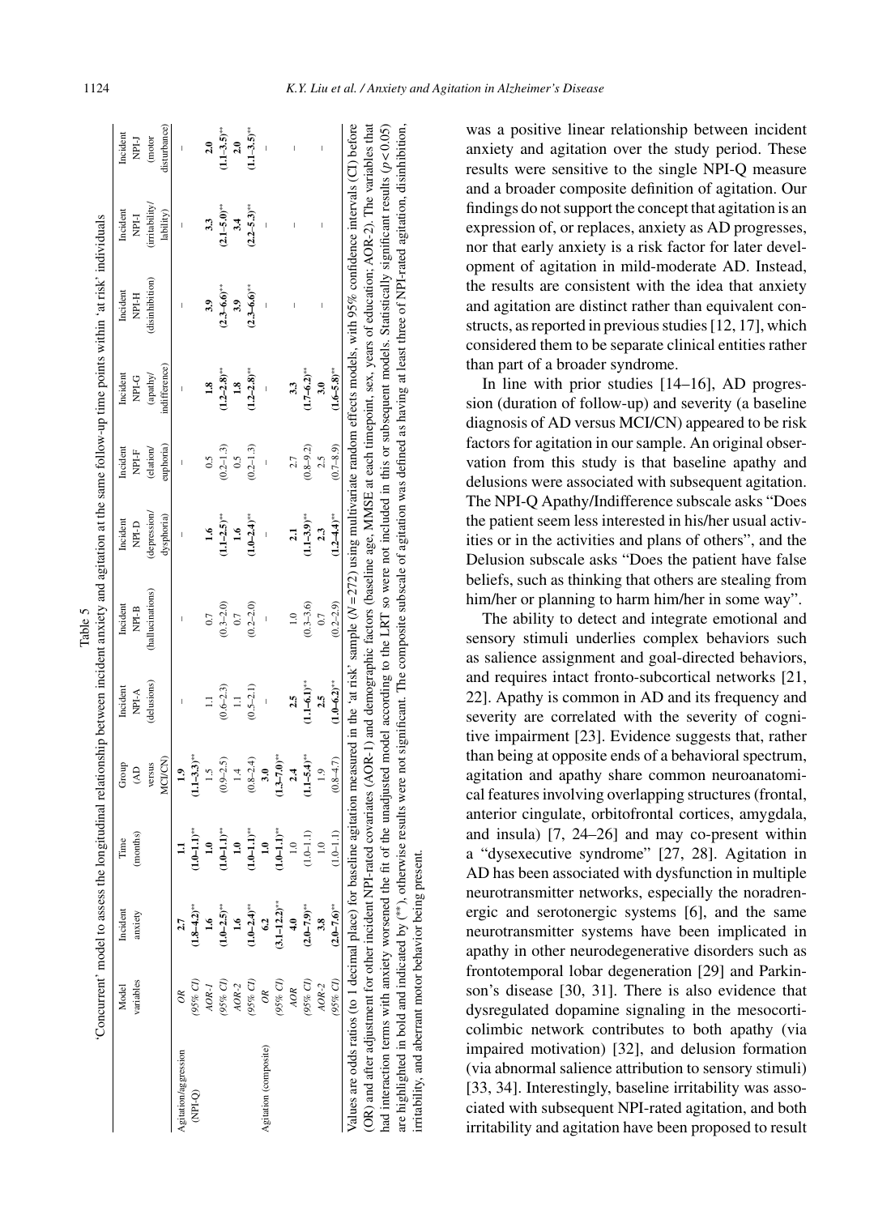Table 5

'Concurrent' model to assess the longitudinal relationship between incident anxiety and agitation at the same follow-up time points within 'at risk' individuals

| | Model variables | Incident anxiety | Time (months) | Group (AD versus MCI/CN) | Incident NPI-A (delusions) | Incident NPI-B (hallucinations) | Incident NPI-D (depression/ dysphoria) | Incident NPI-F (elation/ euphoria) | Incident NPI-G (apathy/ indifference) | Incident NPI-H (disinhibition) | Incident NPI-I (irritability/ lability) | Incident NPI-J (motor disturbance) |
|---|---|---|---|---|---|---|---|---|---|---|---|---|
| Agitation/aggression (NPI-Q) | *OR* | **2.7** | **1.1** | **1.9** | – | – | – | – | – | – | – | – |
| | *(95% CI)* | **(1.8–4.2)**** | **(1.0–1.1)**** | **(1.1–3.3)**** | | | | | | | | |
| | *AOR-1* | **1.6** | **1.0** | 1.5 | 1.1 | 0.7 | **1.6** | 0.5 | **1.8** | **3.9** | **3.3** | **2.0** |
| | *(95% CI)* | **(1.0–2.5)**** | **(1.0–1.1)**** | (0.9–2.5) | (0.6–2.3) | (0.3–2.0) | **(1.1–2.5)**** | (0.2–1.3) | **(1.2–2.8)**** | **(2.3–6.6)**** | **(2.1–5.0)**** | **(1.1–3.5)**** |
| | *AOR-2* | **1.6** | **1.0** | 1.4 | 1.1 | 0.7 | **1.6** | 0.5 | **1.8** | **3.9** | **3.4** | **2.0** |
| | *(95% CI)* | **(1.0–2.4)**** | **(1.0–1.1)**** | (0.8–2.4) | (0.5–2.1) | (0.2–2.0) | **(1.0–2.4)**** | (0.2–1.3) | **(1.2–2.8)**** | **(2.3–6.6)**** | **(2.2–5.3)**** | **(1.1–3.5)**** |
| Agitation (composite) | *OR* | **6.2** | **1.0** | **3.0** | – | – | – | – | – | – | – | – |
| | *(95% CI)* | **(3.1–12.2)**** | **(1.0–1.1)**** | **(1.3–7.0)**** | | | | | | | | |
| | *AOR* | **4.0** | 1.0 | **2.4** | **2.5** | 1.0 | **2.1** | 2.7 | **3.3** | – | – | – |
| | *(95% CI)* | **(2.0–7.9)**** | (1.0–1.1) | **(1.1–5.4)**** | **(1.1–6.1)**** | (0.3–3.6) | **(1.1–3.9)**** | (0.8–9.2) | **(1.7–6.2)**** | | | |
| | *AOR-2* | **3.8** | 1.0 | 1.9 | **2.5** | 0.7 | **2.3** | 2.5 | **3.0** | – | – | – |
| | *(95% CI)* | **(2.0–7.6)**** | (1.0–1.1) | (0.8–4.7) | **(1.0–6.2)**** | (0.2–2.9) | **(1.2–4.4)**** | (0.7–8.9) | **(1.6–5.8)**** | | | |

Values are odds ratios (to 1 decimal place) for baseline agitation measured in the 'at risk' sample ($N$ = 272) using multivariate random effects models, with 95% confidence intervals (CI) before (OR) and after adjustment for other incident NPI-rated covariates (AOR-1) and demographic factors (baseline age, MMSE at each timepoint, sex, years of education; AOR-2). The variables that had interaction terms with anxiety worsened the fit of the unadjusted model according to the LRT so were not included in this or subsequent models. Statistically significant results ($p$ < 0.05) are highlighted in bold and indicated by (**), otherwise results were not significant. The composite subscale of agitation was defined as having at least three of NPI-rated agitation, disinhibition, irritability, and aberrant motor behavior being present.

was a positive linear relationship between incident anxiety and agitation over the study period. These results were sensitive to the single NPI-Q measure and a broader composite definition of agitation. Our findings do not support the concept that agitation is an expression of, or replaces, anxiety as AD progresses, nor that early anxiety is a risk factor for later development of agitation in mild-moderate AD. Instead, the results are consistent with the idea that anxiety and agitation are distinct rather than equivalent constructs, as reported in previous studies [12, 17], which considered them to be separate clinical entities rather than part of a broader syndrome.

In line with prior studies [14–16], AD progression (duration of follow-up) and severity (a baseline diagnosis of AD versus MCI/CN) appeared to be risk factors for agitation in our sample. An original observation from this study is that baseline apathy and delusions were associated with subsequent agitation. The NPI-Q Apathy/Indifference subscale asks "Does the patient seem less interested in his/her usual activities or in the activities and plans of others", and the Delusion subscale asks "Does the patient have false beliefs, such as thinking that others are stealing from him/her or planning to harm him/her in some way".

The ability to detect and integrate emotional and sensory stimuli underlies complex behaviors such as salience assignment and goal-directed behaviors, and requires intact fronto-subcortical networks [21, 22]. Apathy is common in AD and its frequency and severity are correlated with the severity of cognitive impairment [23]. Evidence suggests that, rather than being at opposite ends of a behavioral spectrum, agitation and apathy share common neuroanatomical features involving overlapping structures (frontal, anterior cingulate, orbitofrontal cortices, amygdala, and insula) [7, 24–26] and may co-present within a "dysexecutive syndrome" [27, 28]. Agitation in AD has been associated with dysfunction in multiple neurotransmitter networks, especially the noradrenergic and serotonergic systems [6], and the same neurotransmitter systems have been implicated in apathy in other neurodegenerative disorders such as frontotemporal lobar degeneration [29] and Parkinson's disease [30, 31]. There is also evidence that dysregulated dopamine signaling in the mesocorticolimbic network contributes to both apathy (via impaired motivation) [32], and delusion formation (via abnormal salience attribution to sensory stimuli) [33, 34]. Interestingly, baseline irritability was associated with subsequent NPI-rated agitation, and both irritability and agitation have been proposed to result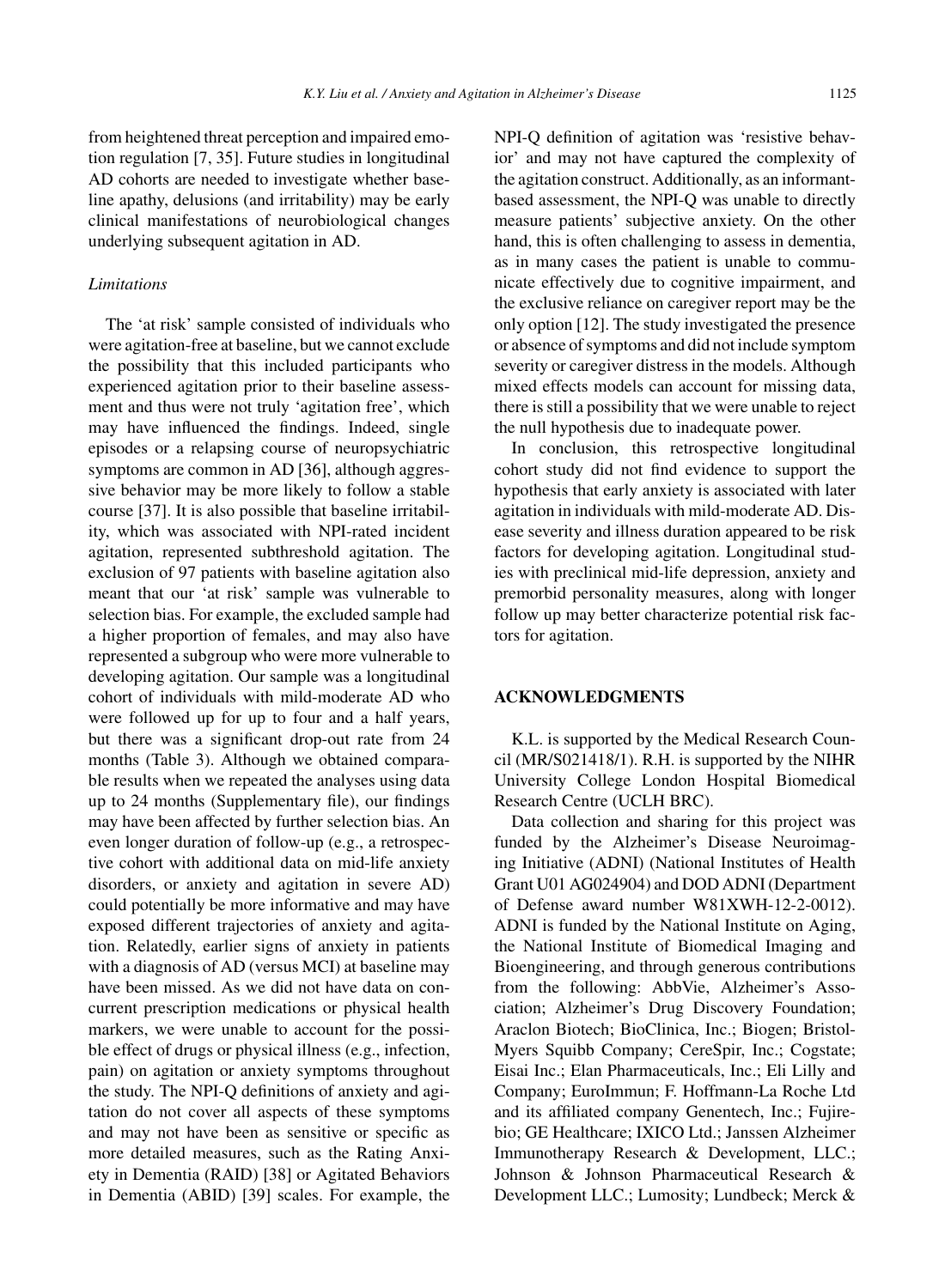from heightened threat perception and impaired emotion regulation [7, 35]. Future studies in longitudinal AD cohorts are needed to investigate whether baseline apathy, delusions (and irritability) may be early clinical manifestations of neurobiological changes underlying subsequent agitation in AD.

### *Limitations*

The 'at risk' sample consisted of individuals who were agitation-free at baseline, but we cannot exclude the possibility that this included participants who experienced agitation prior to their baseline assessment and thus were not truly 'agitation free', which may have influenced the findings. Indeed, single episodes or a relapsing course of neuropsychiatric symptoms are common in AD [36], although aggressive behavior may be more likely to follow a stable course [37]. It is also possible that baseline irritability, which was associated with NPI-rated incident agitation, represented subthreshold agitation. The exclusion of 97 patients with baseline agitation also meant that our 'at risk' sample was vulnerable to selection bias. For example, the excluded sample had a higher proportion of females, and may also have represented a subgroup who were more vulnerable to developing agitation. Our sample was a longitudinal cohort of individuals with mild-moderate AD who were followed up for up to four and a half years, but there was a significant drop-out rate from 24 months (Table 3). Although we obtained comparable results when we repeated the analyses using data up to 24 months (Supplementary file), our findings may have been affected by further selection bias. An even longer duration of follow-up (e.g., a retrospective cohort with additional data on mid-life anxiety disorders, or anxiety and agitation in severe AD) could potentially be more informative and may have exposed different trajectories of anxiety and agitation. Relatedly, earlier signs of anxiety in patients with a diagnosis of AD (versus MCI) at baseline may have been missed. As we did not have data on concurrent prescription medications or physical health markers, we were unable to account for the possible effect of drugs or physical illness (e.g., infection, pain) on agitation or anxiety symptoms throughout the study. The NPI-Q definitions of anxiety and agitation do not cover all aspects of these symptoms and may not have been as sensitive or specific as more detailed measures, such as the Rating Anxiety in Dementia (RAID) [38] or Agitated Behaviors in Dementia (ABID) [39] scales. For example, the NPI-Q definition of agitation was 'resistive behavior' and may not have captured the complexity of the agitation construct. Additionally, as an informant-based assessment, the NPI-Q was unable to directly measure patients' subjective anxiety. On the other hand, this is often challenging to assess in dementia, as in many cases the patient is unable to communicate effectively due to cognitive impairment, and the exclusive reliance on caregiver report may be the only option [12]. The study investigated the presence or absence of symptoms and did not include symptom severity or caregiver distress in the models. Although mixed effects models can account for missing data, there is still a possibility that we were unable to reject the null hypothesis due to inadequate power.

In conclusion, this retrospective longitudinal cohort study did not find evidence to support the hypothesis that early anxiety is associated with later agitation in individuals with mild-moderate AD. Disease severity and illness duration appeared to be risk factors for developing agitation. Longitudinal studies with preclinical mid-life depression, anxiety and premorbid personality measures, along with longer follow up may better characterize potential risk factors for agitation.

## ACKNOWLEDGMENTS

K.L. is supported by the Medical Research Council (MR/S021418/1). R.H. is supported by the NIHR University College London Hospital Biomedical Research Centre (UCLH BRC).

Data collection and sharing for this project was funded by the Alzheimer's Disease Neuroimaging Initiative (ADNI) (National Institutes of Health Grant U01 AG024904) and DOD ADNI (Department of Defense award number W81XWH-12-2-0012). ADNI is funded by the National Institute on Aging, the National Institute of Biomedical Imaging and Bioengineering, and through generous contributions from the following: AbbVie, Alzheimer's Association; Alzheimer's Drug Discovery Foundation; Araclon Biotech; BioClinica, Inc.; Biogen; Bristol-Myers Squibb Company; CereSpir, Inc.; Cogstate; Eisai Inc.; Elan Pharmaceuticals, Inc.; Eli Lilly and Company; EuroImmun; F. Hoffmann-La Roche Ltd and its affiliated company Genentech, Inc.; Fujirebio; GE Healthcare; IXICO Ltd.; Janssen Alzheimer Immunotherapy Research & Development, LLC.; Johnson & Johnson Pharmaceutical Research & Development LLC.; Lumosity; Lundbeck; Merck &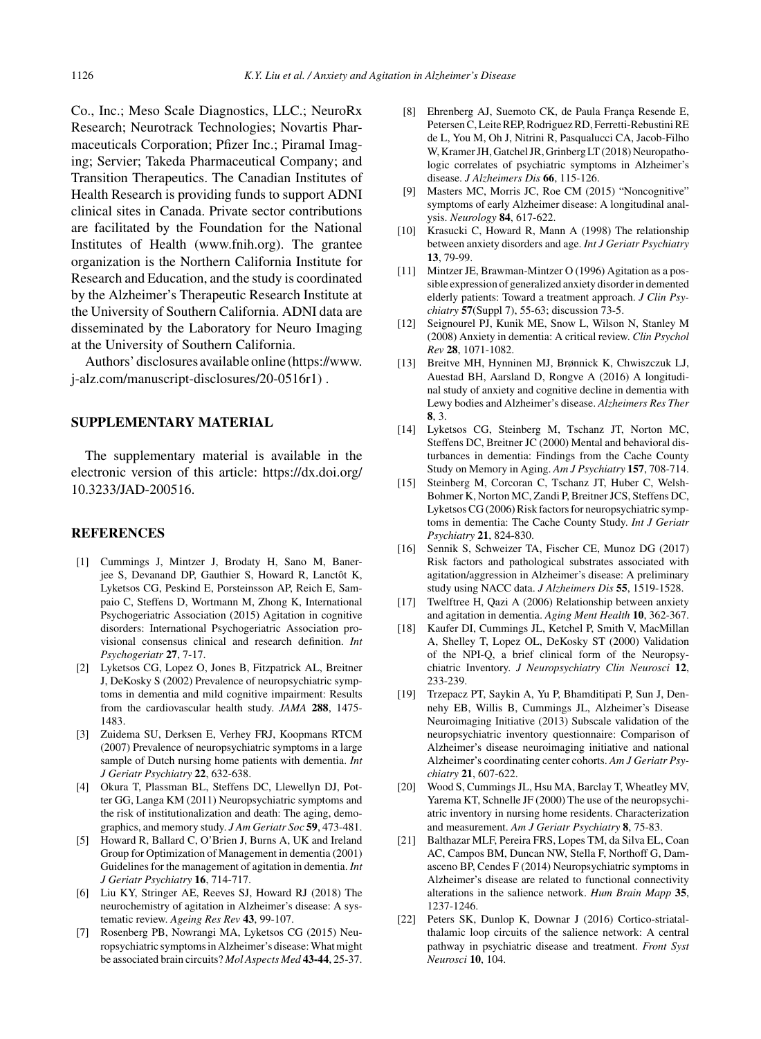Co., Inc.; Meso Scale Diagnostics, LLC.; NeuroRx Research; Neurotrack Technologies; Novartis Pharmaceuticals Corporation; Pfizer Inc.; Piramal Imaging; Servier; Takeda Pharmaceutical Company; and Transition Therapeutics. The Canadian Institutes of Health Research is providing funds to support ADNI clinical sites in Canada. Private sector contributions are facilitated by the Foundation for the National Institutes of Health (www.fnih.org). The grantee organization is the Northern California Institute for Research and Education, and the study is coordinated by the Alzheimer's Therapeutic Research Institute at the University of Southern California. ADNI data are disseminated by the Laboratory for Neuro Imaging at the University of Southern California.

Authors' disclosures available online (https://www.j-alz.com/manuscript-disclosures/20-0516r1) .

## SUPPLEMENTARY MATERIAL

The supplementary material is available in the electronic version of this article: https://dx.doi.org/10.3233/JAD-200516.

## REFERENCES

[1] Cummings J, Mintzer J, Brodaty H, Sano M, Banerjee S, Devanand DP, Gauthier S, Howard R, Lanctôt K, Lyketsos CG, Peskind E, Porsteinsson AP, Reich E, Sampaio C, Steffens D, Wortmann M, Zhong K, International Psychogeriatric Association (2015) Agitation in cognitive disorders: International Psychogeriatric Association provisional consensus clinical and research definition. *Int Psychogeriatr* **27**, 7-17.

[2] Lyketsos CG, Lopez O, Jones B, Fitzpatrick AL, Breitner J, DeKosky S (2002) Prevalence of neuropsychiatric symptoms in dementia and mild cognitive impairment: Results from the cardiovascular health study. *JAMA* **288**, 1475-1483.

[3] Zuidema SU, Derksen E, Verhey FRJ, Koopmans RTCM (2007) Prevalence of neuropsychiatric symptoms in a large sample of Dutch nursing home patients with dementia. *Int J Geriatr Psychiatry* **22**, 632-638.

[4] Okura T, Plassman BL, Steffens DC, Llewellyn DJ, Potter GG, Langa KM (2011) Neuropsychiatric symptoms and the risk of institutionalization and death: The aging, demographics, and memory study. *J Am Geriatr Soc* **59**, 473-481.

[5] Howard R, Ballard C, O'Brien J, Burns A, UK and Ireland Group for Optimization of Management in dementia (2001) Guidelines for the management of agitation in dementia. *Int J Geriatr Psychiatry* **16**, 714-717.

[6] Liu KY, Stringer AE, Reeves SJ, Howard RJ (2018) The neurochemistry of agitation in Alzheimer's disease: A systematic review. *Ageing Res Rev* **43**, 99-107.

[7] Rosenberg PB, Nowrangi MA, Lyketsos CG (2015) Neuropsychiatric symptoms in Alzheimer's disease: What might be associated brain circuits? *Mol Aspects Med* **43-44**, 25-37.

[8] Ehrenberg AJ, Suemoto CK, de Paula França Resende E, Petersen C, Leite REP, Rodriguez RD, Ferretti-Rebustini RE de L, You M, Oh J, Nitrini R, Pasqualucci CA, Jacob-Filho W, Kramer JH, Gatchel JR, Grinberg LT (2018) Neuropathologic correlates of psychiatric symptoms in Alzheimer's disease. *J Alzheimers Dis* **66**, 115-126.

[9] Masters MC, Morris JC, Roe CM (2015) "Noncognitive" symptoms of early Alzheimer disease: A longitudinal analysis. *Neurology* **84**, 617-622.

[10] Krasucki C, Howard R, Mann A (1998) The relationship between anxiety disorders and age. *Int J Geriatr Psychiatry* **13**, 79-99.

[11] Mintzer JE, Brawman-Mintzer O (1996) Agitation as a possible expression of generalized anxiety disorder in demented elderly patients: Toward a treatment approach. *J Clin Psychiatry* **57**(Suppl 7), 55-63; discussion 73-5.

[12] Seignourel PJ, Kunik ME, Snow L, Wilson N, Stanley M (2008) Anxiety in dementia: A critical review. *Clin Psychol Rev* **28**, 1071-1082.

[13] Breitve MH, Hynninen MJ, Brønnick K, Chwiszczuk LJ, Auestad BH, Aarsland D, Rongve A (2016) A longitudinal study of anxiety and cognitive decline in dementia with Lewy bodies and Alzheimer's disease. *Alzheimers Res Ther* **8**, 3.

[14] Lyketsos CG, Steinberg M, Tschanz JT, Norton MC, Steffens DC, Breitner JC (2000) Mental and behavioral disturbances in dementia: Findings from the Cache County Study on Memory in Aging. *Am J Psychiatry* **157**, 708-714.

[15] Steinberg M, Corcoran C, Tschanz JT, Huber C, Welsh-Bohmer K, Norton MC, Zandi P, Breitner JCS, Steffens DC, Lyketsos CG (2006) Risk factors for neuropsychiatric symptoms in dementia: The Cache County Study. *Int J Geriatr Psychiatry* **21**, 824-830.

[16] Sennik S, Schweizer TA, Fischer CE, Munoz DG (2017) Risk factors and pathological substrates associated with agitation/aggression in Alzheimer's disease: A preliminary study using NACC data. *J Alzheimers Dis* **55**, 1519-1528.

[17] Twelftree H, Qazi A (2006) Relationship between anxiety and agitation in dementia. *Aging Ment Health* **10**, 362-367.

[18] Kaufer DI, Cummings JL, Ketchel P, Smith V, MacMillan A, Shelley T, Lopez OL, DeKosky ST (2000) Validation of the NPI-Q, a brief clinical form of the Neuropsychiatric Inventory. *J Neuropsychiatry Clin Neurosci* **12**, 233-239.

[19] Trzepacz PT, Saykin A, Yu P, Bhamditipati P, Sun J, Dennehy EB, Willis B, Cummings JL, Alzheimer's Disease Neuroimaging Initiative (2013) Subscale validation of the neuropsychiatric inventory questionnaire: Comparison of Alzheimer's disease neuroimaging initiative and national Alzheimer's coordinating center cohorts. *Am J Geriatr Psychiatry* **21**, 607-622.

[20] Wood S, Cummings JL, Hsu MA, Barclay T, Wheatley MV, Yarema KT, Schnelle JF (2000) The use of the neuropsychiatric inventory in nursing home residents. Characterization and measurement. *Am J Geriatr Psychiatry* **8**, 75-83.

[21] Balthazar MLF, Pereira FRS, Lopes TM, da Silva EL, Coan AC, Campos BM, Duncan NW, Stella F, Northoff G, Damasceno BP, Cendes F (2014) Neuropsychiatric symptoms in Alzheimer's disease are related to functional connectivity alterations in the salience network. *Hum Brain Mapp* **35**, 1237-1246.

[22] Peters SK, Dunlop K, Downar J (2016) Cortico-striatal-thalamic loop circuits of the salience network: A central pathway in psychiatric disease and treatment. *Front Syst Neurosci* **10**, 104.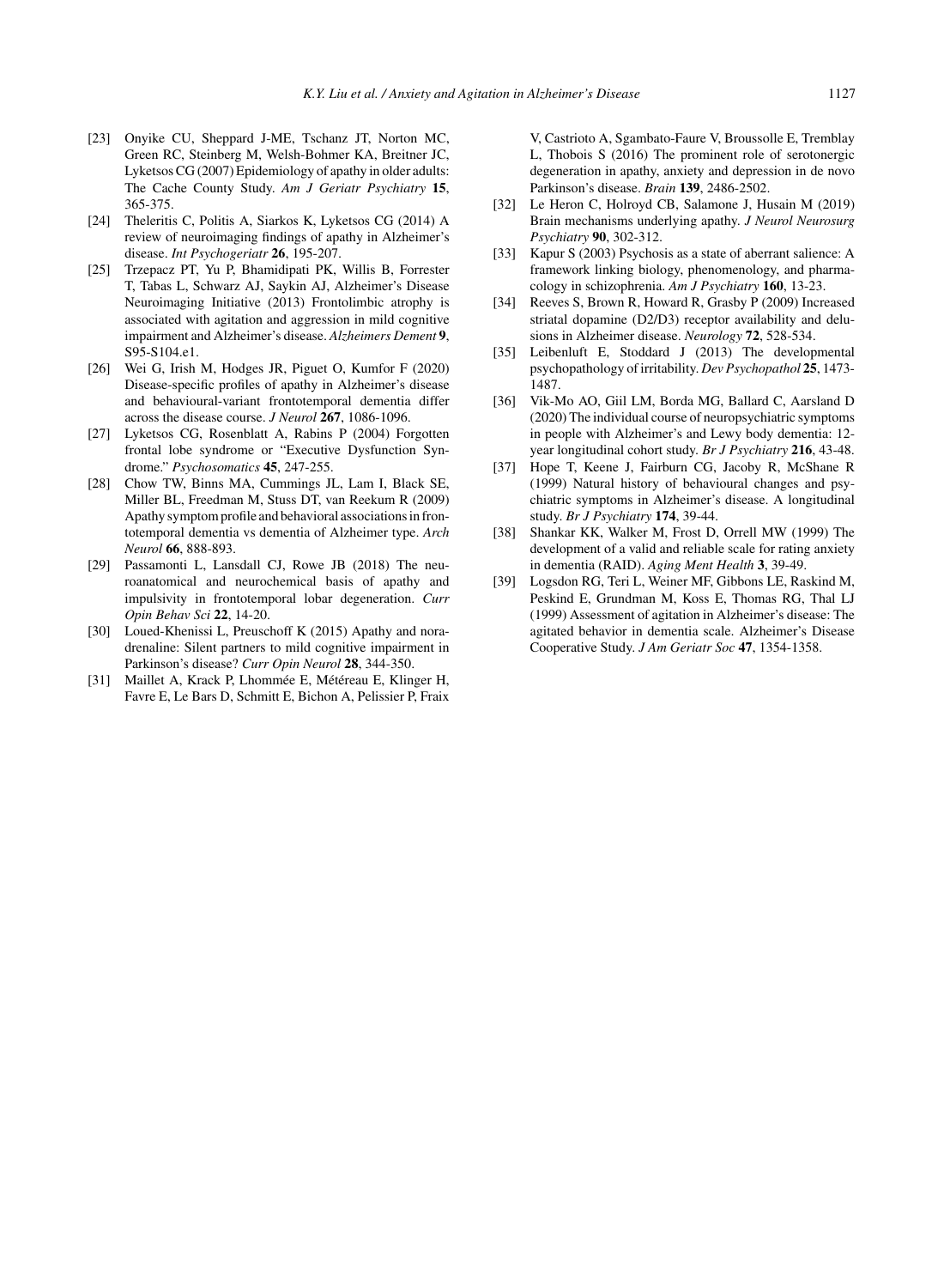[23] Onyike CU, Sheppard J-ME, Tschanz JT, Norton MC, Green RC, Steinberg M, Welsh-Bohmer KA, Breitner JC, Lyketsos CG (2007) Epidemiology of apathy in older adults: The Cache County Study. *Am J Geriatr Psychiatry* **15**, 365-375.

[24] Theleritis C, Politis A, Siarkos K, Lyketsos CG (2014) A review of neuroimaging findings of apathy in Alzheimer's disease. *Int Psychogeriatr* **26**, 195-207.

[25] Trzepacz PT, Yu P, Bhamidipati PK, Willis B, Forrester T, Tabas L, Schwarz AJ, Saykin AJ, Alzheimer's Disease Neuroimaging Initiative (2013) Frontolimbic atrophy is associated with agitation and aggression in mild cognitive impairment and Alzheimer's disease. *Alzheimers Dement* **9**, S95-S104.e1.

[26] Wei G, Irish M, Hodges JR, Piguet O, Kumfor F (2020) Disease-specific profiles of apathy in Alzheimer's disease and behavioural-variant frontotemporal dementia differ across the disease course. *J Neurol* **267**, 1086-1096.

[27] Lyketsos CG, Rosenblatt A, Rabins P (2004) Forgotten frontal lobe syndrome or "Executive Dysfunction Syndrome." *Psychosomatics* **45**, 247-255.

[28] Chow TW, Binns MA, Cummings JL, Lam I, Black SE, Miller BL, Freedman M, Stuss DT, van Reekum R (2009) Apathy symptom profile and behavioral associations in frontotemporal dementia vs dementia of Alzheimer type. *Arch Neurol* **66**, 888-893.

[29] Passamonti L, Lansdall CJ, Rowe JB (2018) The neuroanatomical and neurochemical basis of apathy and impulsivity in frontotemporal lobar degeneration. *Curr Opin Behav Sci* **22**, 14-20.

[30] Loued-Khenissi L, Preuschoff K (2015) Apathy and noradrenaline: Silent partners to mild cognitive impairment in Parkinson's disease? *Curr Opin Neurol* **28**, 344-350.

[31] Maillet A, Krack P, Lhommée E, Météreau E, Klinger H, Favre E, Le Bars D, Schmitt E, Bichon A, Pelissier P, Fraix V, Castrioto A, Sgambato-Faure V, Broussolle E, Tremblay L, Thobois S (2016) The prominent role of serotonergic degeneration in apathy, anxiety and depression in de novo Parkinson's disease. *Brain* **139**, 2486-2502.

[32] Le Heron C, Holroyd CB, Salamone J, Husain M (2019) Brain mechanisms underlying apathy. *J Neurol Neurosurg Psychiatry* **90**, 302-312.

[33] Kapur S (2003) Psychosis as a state of aberrant salience: A framework linking biology, phenomenology, and pharmacology in schizophrenia. *Am J Psychiatry* **160**, 13-23.

[34] Reeves S, Brown R, Howard R, Grasby P (2009) Increased striatal dopamine (D2/D3) receptor availability and delusions in Alzheimer disease. *Neurology* **72**, 528-534.

[35] Leibenluft E, Stoddard J (2013) The developmental psychopathology of irritability. *Dev Psychopathol* **25**, 1473-1487.

[36] Vik-Mo AO, Giil LM, Borda MG, Ballard C, Aarsland D (2020) The individual course of neuropsychiatric symptoms in people with Alzheimer's and Lewy body dementia: 12-year longitudinal cohort study. *Br J Psychiatry* **216**, 43-48.

[37] Hope T, Keene J, Fairburn CG, Jacoby R, McShane R (1999) Natural history of behavioural changes and psychiatric symptoms in Alzheimer's disease. A longitudinal study. *Br J Psychiatry* **174**, 39-44.

[38] Shankar KK, Walker M, Frost D, Orrell MW (1999) The development of a valid and reliable scale for rating anxiety in dementia (RAID). *Aging Ment Health* **3**, 39-49.

[39] Logsdon RG, Teri L, Weiner MF, Gibbons LE, Raskind M, Peskind E, Grundman M, Koss E, Thomas RG, Thal LJ (1999) Assessment of agitation in Alzheimer's disease: The agitated behavior in dementia scale. Alzheimer's Disease Cooperative Study. *J Am Geriatr Soc* **47**, 1354-1358.